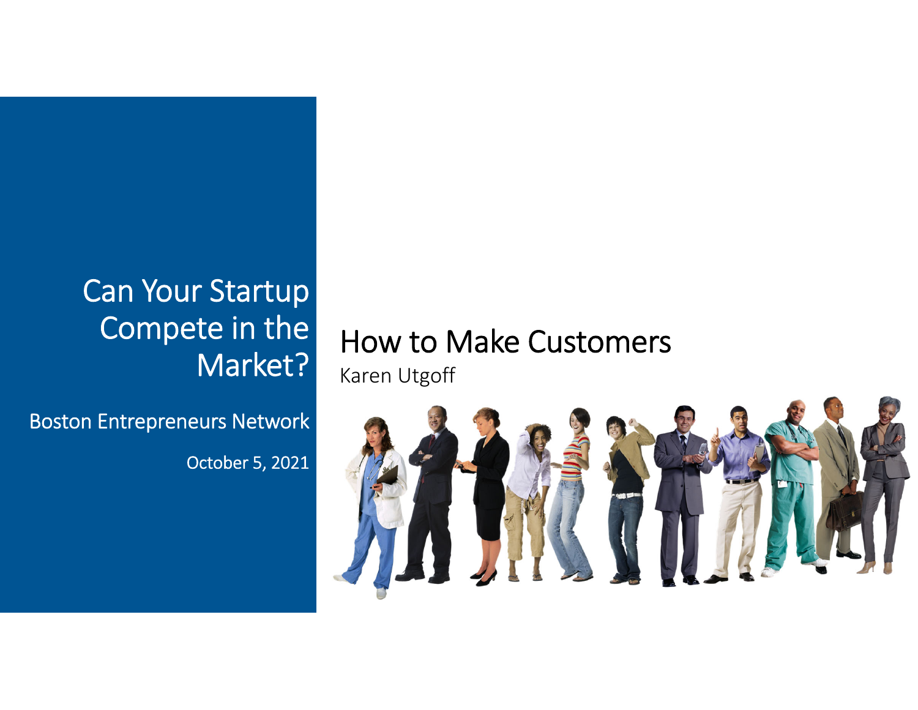# Can Your Startup Compete in the Market?

Boston Entrepreneurs Network

October 5, 2021

## How to Make Customers

Karen Utgoff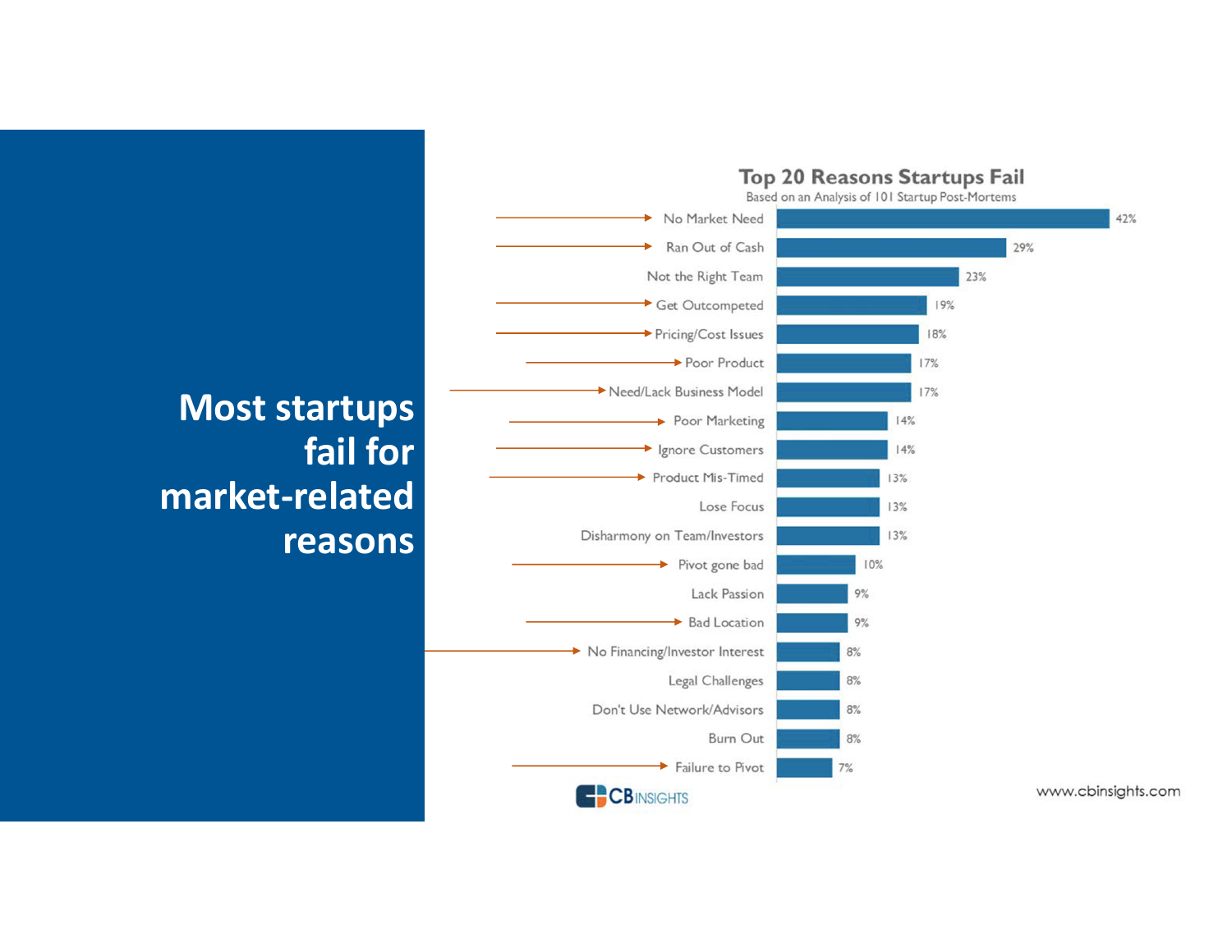# Most startups fail for market-related reasons

**Top 20 Reasons Startups Fail**

Based on an Analysis of 101 Startup Post-Mortems

| Reason | Percentage |
| --- | --- |
| No Market Need | 42% |
| Ran Out of Cash | 29% |
| Not the Right Team | 23% |
| Get Outcompeted | 19% |
| Pricing/Cost Issues | 18% |
| Poor Product | 17% |
| Need/Lack Business Model | 17% |
| Poor Marketing | 14% |
| Ignore Customers | 14% |
| Product Mis-Timed | 13% |
| Lose Focus | 13% |
| Disharmony on Team/Investors | 13% |
| Pivot gone bad | 10% |
| Lack Passion | 9% |
| Bad Location | 9% |
| No Financing/Investor Interest | 8% |
| Legal Challenges | 8% |
| Don't Use Network/Advisors | 8% |
| Burn Out | 8% |
| Failure to Pivot | 7% |

CB INSIGHTS

www.cbinsights.com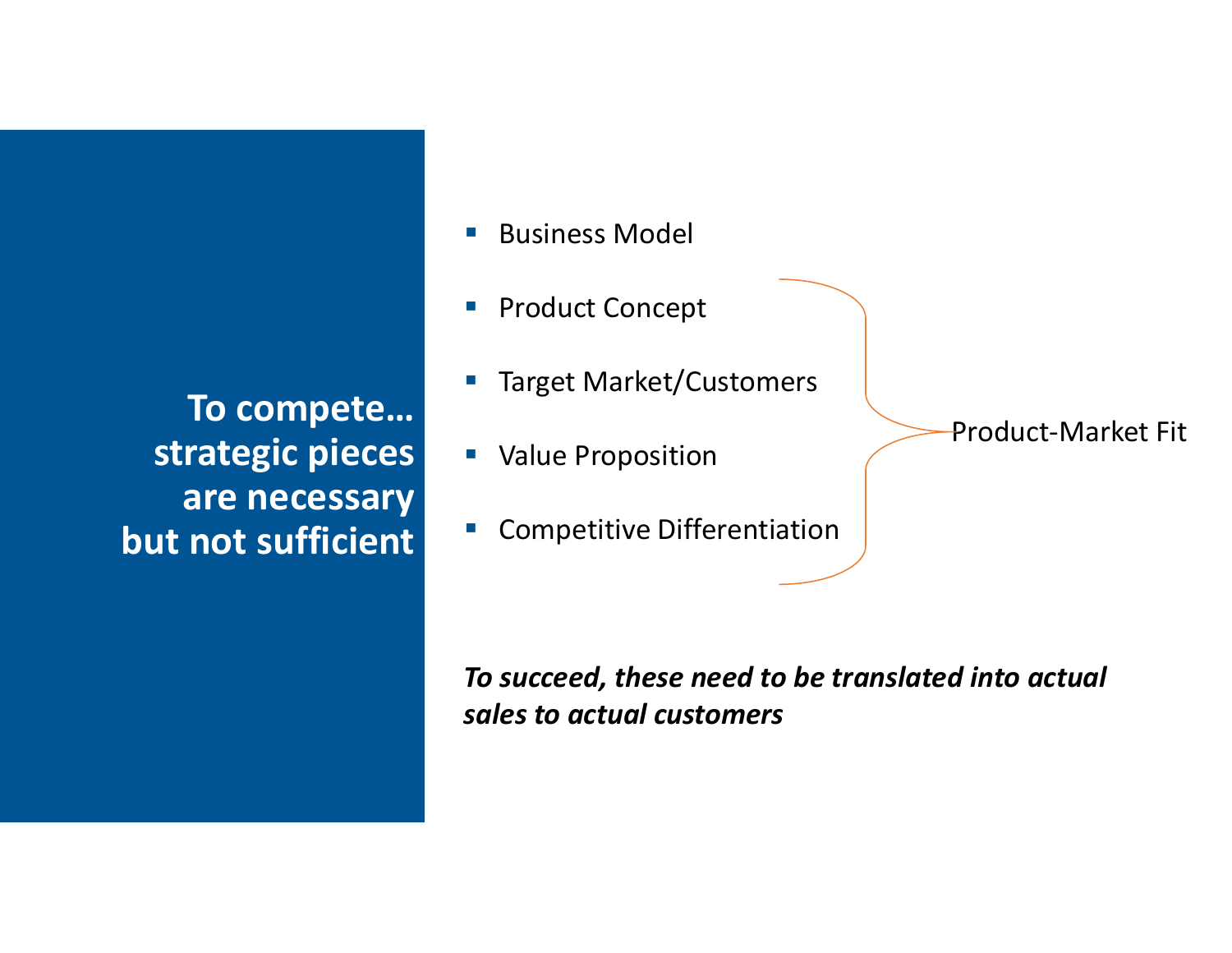# To compete… strategic pieces are necessary but not sufficient

- Business Model
- Product Concept
- Target Market/Customers
- Value Proposition
- Competitive Differentiation

Product-Market Fit

***To succeed, these need to be translated into actual sales to actual customers***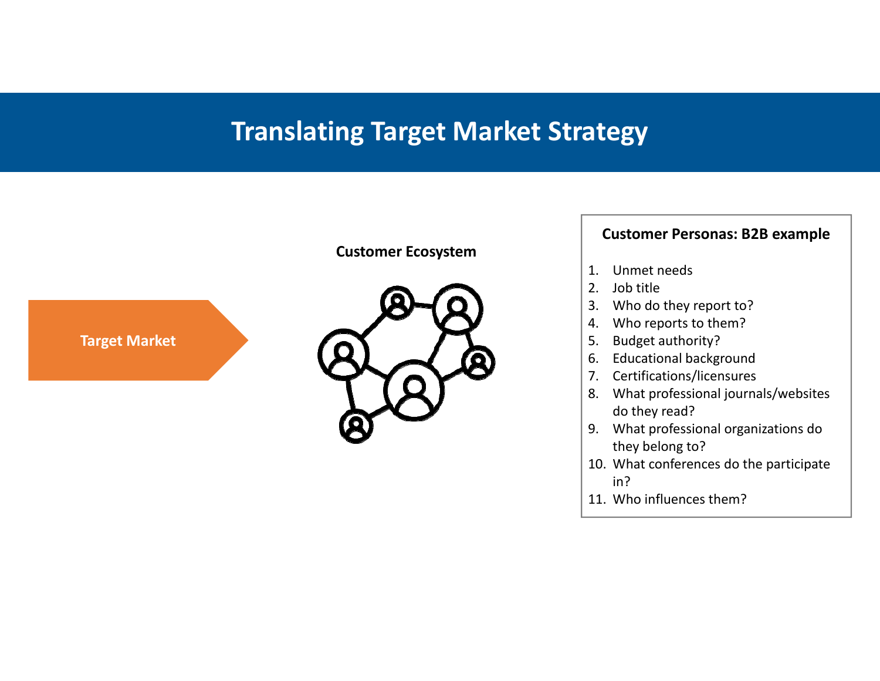# Translating Target Market Strategy

**Target Market**

**Customer Ecosystem**

**Customer Personas: B2B example**

1. Unmet needs
2. Job title
3. Who do they report to?
4. Who reports to them?
5. Budget authority?
6. Educational background
7. Certifications/licensures
8. What professional journals/websites do they read?
9. What professional organizations do they belong to?
10. What conferences do the participate in?
11. Who influences them?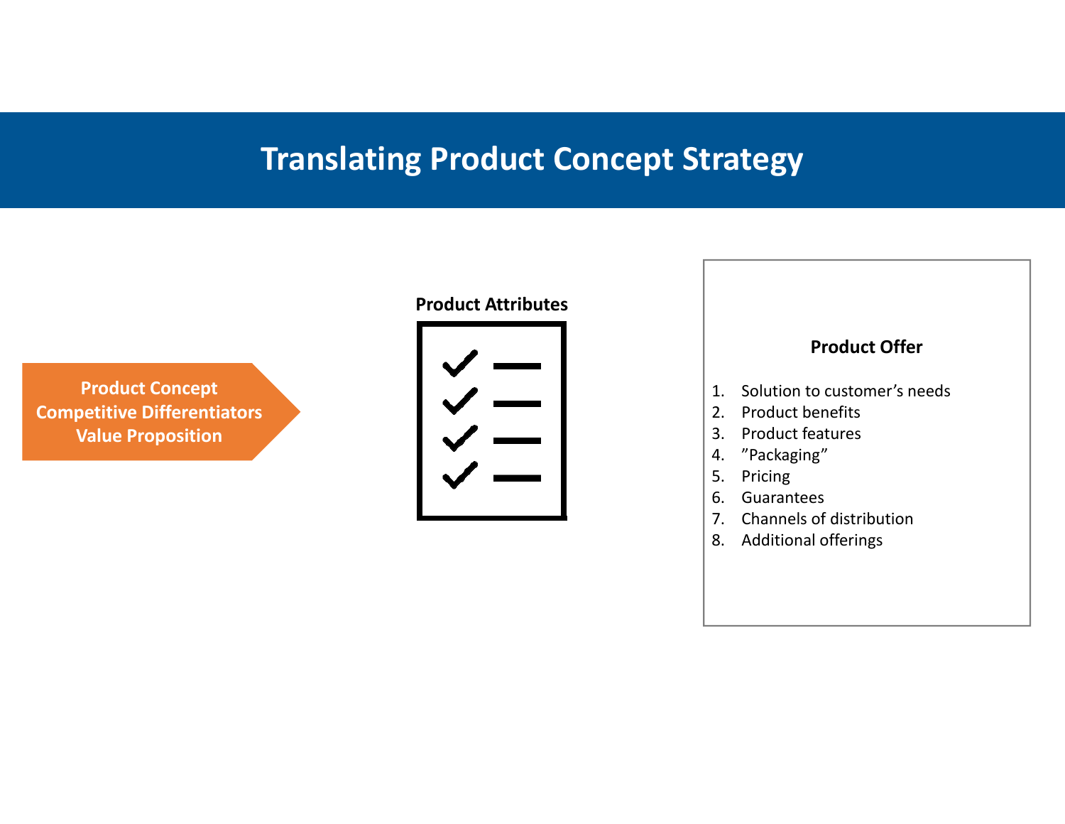# Translating Product Concept Strategy

**Product Concept**
**Competitive Differentiators**
**Value Proposition**

**Product Attributes**

**Product Offer**

1. Solution to customer's needs
2. Product benefits
3. Product features
4. "Packaging"
5. Pricing
6. Guarantees
7. Channels of distribution
8. Additional offerings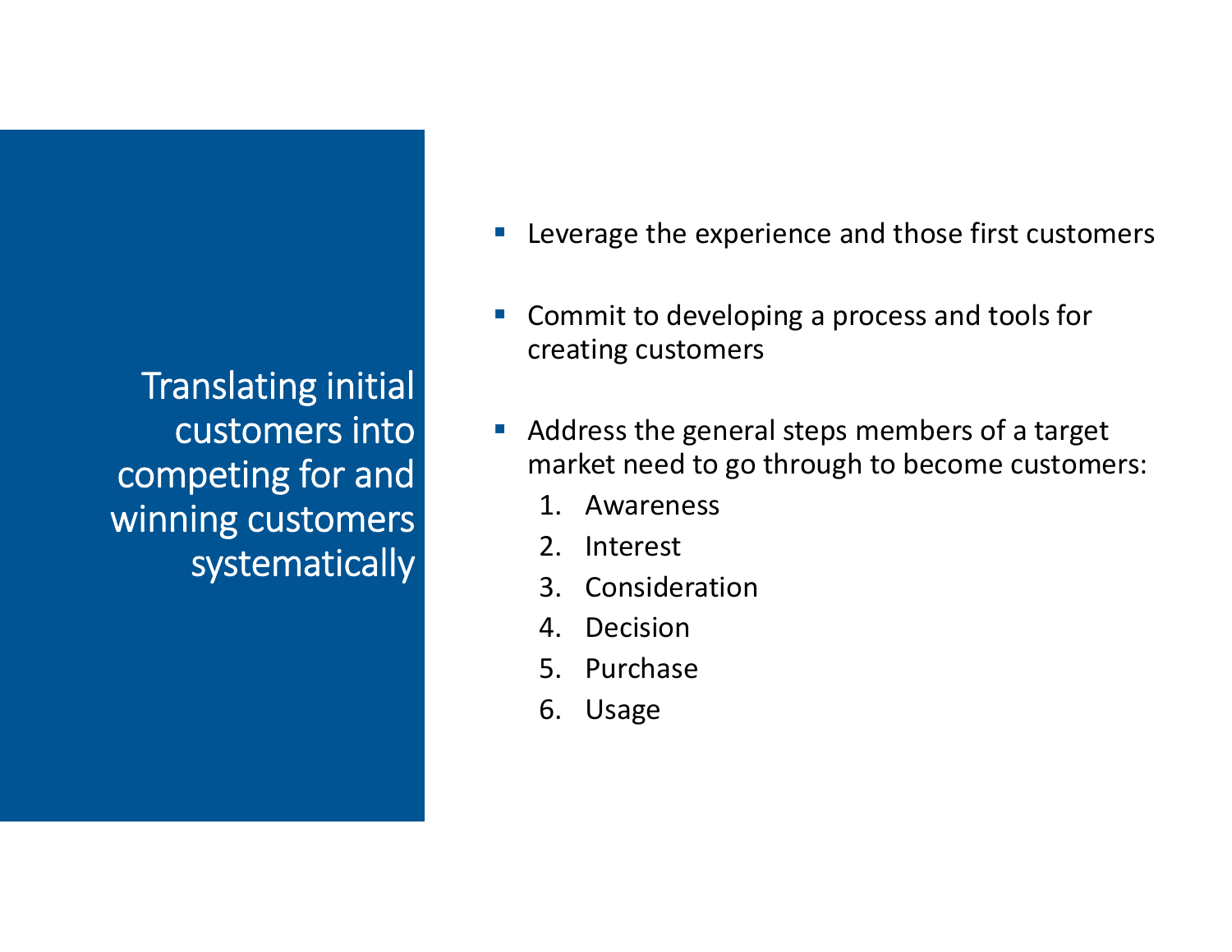# Translating initial customers into competing for and winning customers systematically

- Leverage the experience and those first customers
- Commit to developing a process and tools for creating customers
- Address the general steps members of a target market need to go through to become customers:
  1. Awareness
  2. Interest
  3. Consideration
  4. Decision
  5. Purchase
  6. Usage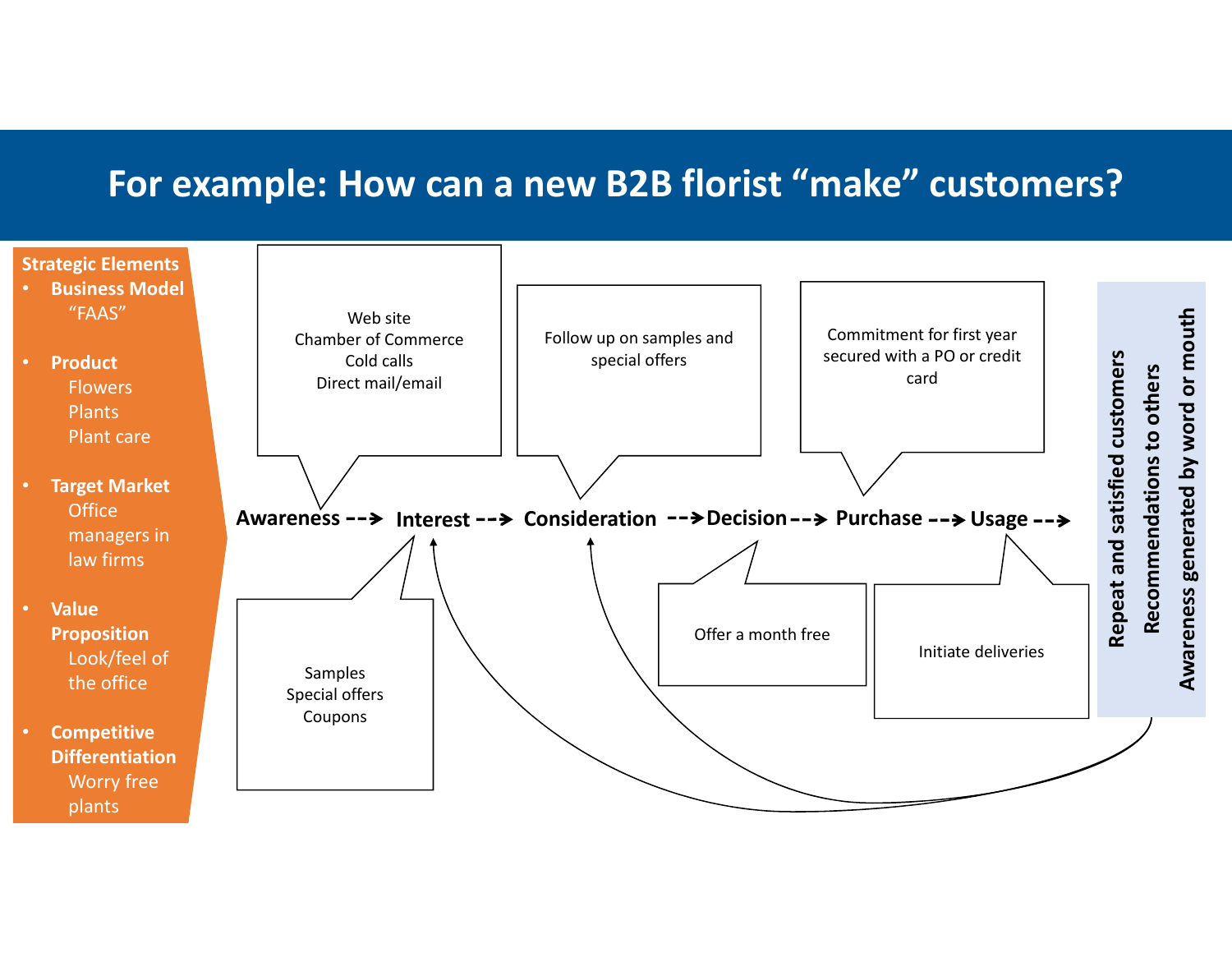# For example: How can a new B2B florist "make" customers?

**Strategic Elements**

- **Business Model**
  "FAAS"
- **Product**
  Flowers
  Plants
  Plant care
- **Target Market**
  Office managers in law firms
- **Value Proposition**
  Look/feel of the office
- **Competitive Differentiation**
  Worry free plants

**Awareness --> Interest --> Consideration --> Decision --> Purchase --> Usage -->**

- **Awareness:** Web site; Chamber of Commerce; Cold calls; Direct mail/email
- **Interest:** Samples; Special offers; Coupons
- **Consideration:** Follow up on samples and special offers
- **Decision:** Offer a month free
- **Purchase:** Commitment for first year secured with a PO or credit card
- **Usage:** Initiate deliveries

**Repeat and satisfied customers**
**Recommendations to others**
**Awareness generated by word or mouth**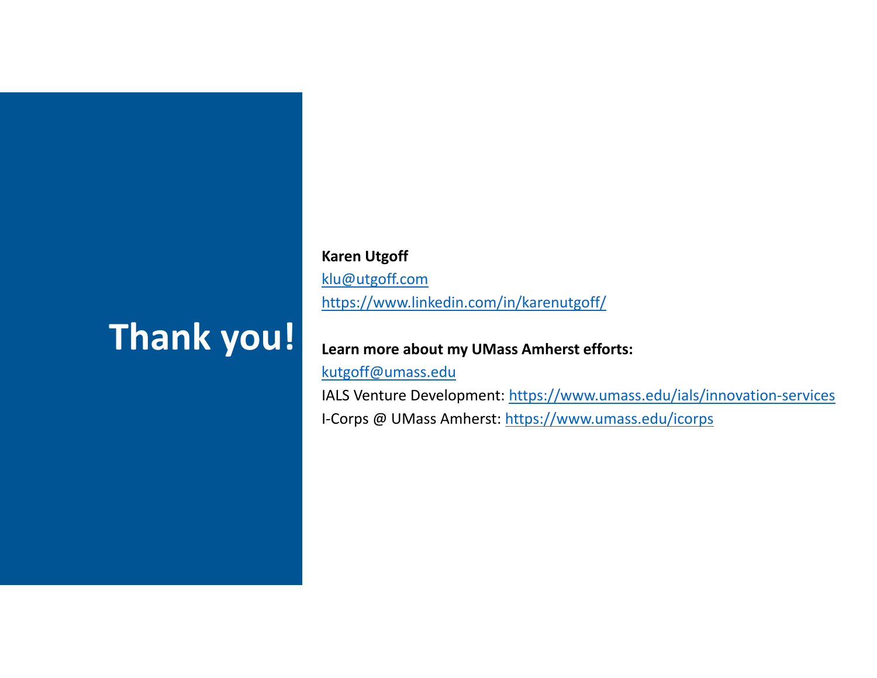# Thank you!

**Karen Utgoff**

klu@utgoff.com

https://www.linkedin.com/in/karenutgoff/

**Learn more about my UMass Amherst efforts:**

kutgoff@umass.edu

IALS Venture Development: https://www.umass.edu/ials/innovation-services

I-Corps @ UMass Amherst: https://www.umass.edu/icorps